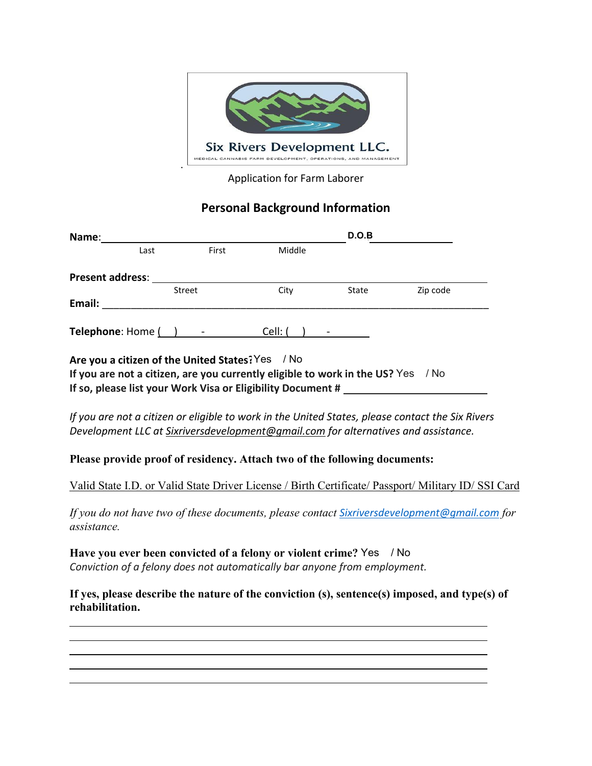Six Rivers Development LLC.

MEDICAL CANNABIS FARM DEVELOPMENT, OPERATIONS, AND MANAGEMENT

Application for Farm Laborer

## Personal Background Information

**Name**:\_\_\_\_\_\_\_\_\_\_\_\_\_\_\_\_\_\_\_\_\_\_\_\_\_\_\_\_\_\_\_\_\_\_\_\_\_\_\_\_ **D.O.B** \_\_\_\_\_\_\_\_\_\_\_\_\_\_

Last First Middle

**Present address**: \_\_\_\_\_\_\_\_\_\_\_\_\_\_\_\_\_\_\_\_\_\_\_\_\_\_\_\_\_\_\_\_\_\_\_\_\_\_\_\_\_\_\_\_\_\_\_\_\_\_\_\_\_\_\_\_

Street City State Zip code

**Email:** \_\_\_\_\_\_\_\_\_\_\_\_\_\_\_\_\_\_\_\_\_\_\_\_\_\_\_\_\_\_\_\_\_\_\_\_\_\_\_\_\_\_\_\_\_\_\_\_\_\_\_\_\_\_\_\_\_\_\_\_\_\_\_\_\_\_

**Telephone**: Home ( ) - Cell: ( ) -

**Are you a citizen of the United States?** Yes / No

**If you are not a citizen, are you currently eligible to work in the US?** Yes / No

**If so, please list your Work Visa or Eligibility Document #** \_\_\_\_\_\_\_\_\_\_\_\_\_\_\_\_\_\_\_\_\_\_\_\_\_

*If you are not a citizen or eligible to work in the United States, please contact the Six Rivers Development LLC at Sixriversdevelopment@gmail.com for alternatives and assistance.*

**Please provide proof of residency. Attach two of the following documents:**

Valid State I.D. or Valid State Driver License / Birth Certificate/ Passport/ Military ID/ SSI Card

*If you do not have two of these documents, please contact Sixriversdevelopment@gmail.com for assistance.*

**Have you ever been convicted of a felony or violent crime?** Yes / No

*Conviction of a felony does not automatically bar anyone from employment.*

**If yes, please describe the nature of the conviction (s), sentence(s) imposed, and type(s) of rehabilitation.**

\_\_\_\_\_\_\_\_\_\_\_\_\_\_\_\_\_\_\_\_\_\_\_\_\_\_\_\_\_\_\_\_\_\_\_\_\_\_\_\_\_\_\_\_\_\_\_\_\_\_\_\_\_\_\_\_\_\_\_\_\_\_\_\_\_\_\_\_

\_\_\_\_\_\_\_\_\_\_\_\_\_\_\_\_\_\_\_\_\_\_\_\_\_\_\_\_\_\_\_\_\_\_\_\_\_\_\_\_\_\_\_\_\_\_\_\_\_\_\_\_\_\_\_\_\_\_\_\_\_\_\_\_\_\_\_\_

\_\_\_\_\_\_\_\_\_\_\_\_\_\_\_\_\_\_\_\_\_\_\_\_\_\_\_\_\_\_\_\_\_\_\_\_\_\_\_\_\_\_\_\_\_\_\_\_\_\_\_\_\_\_\_\_\_\_\_\_\_\_\_\_\_\_\_\_

\_\_\_\_\_\_\_\_\_\_\_\_\_\_\_\_\_\_\_\_\_\_\_\_\_\_\_\_\_\_\_\_\_\_\_\_\_\_\_\_\_\_\_\_\_\_\_\_\_\_\_\_\_\_\_\_\_\_\_\_\_\_\_\_\_\_\_\_

\_\_\_\_\_\_\_\_\_\_\_\_\_\_\_\_\_\_\_\_\_\_\_\_\_\_\_\_\_\_\_\_\_\_\_\_\_\_\_\_\_\_\_\_\_\_\_\_\_\_\_\_\_\_\_\_\_\_\_\_\_\_\_\_\_\_\_\_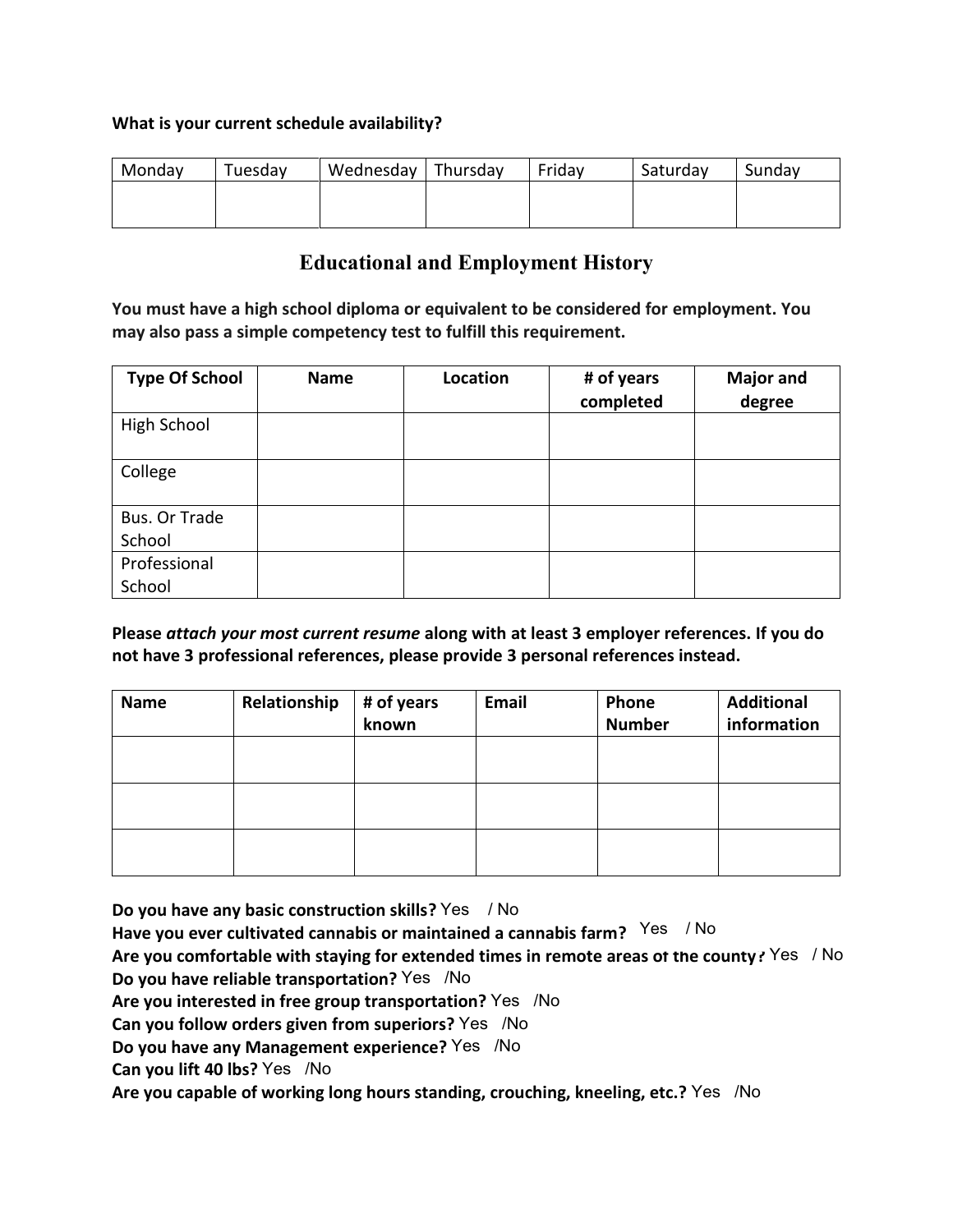**What is your current schedule availability?**

| Monday | Tuesday | Wednesday | Thursday | Friday | Saturday | Sunday |
|---|---|---|---|---|---|---|
| | | | | | | |

## Educational and Employment History

**You must have a high school diploma or equivalent to be considered for employment. You may also pass a simple competency test to fulfill this requirement.**

| Type Of School | Name | Location | # of years completed | Major and degree |
|---|---|---|---|---|
| High School | | | | |
| College | | | | |
| Bus. Or Trade School | | | | |
| Professional School | | | | |

**Please *attach your most current resume* along with at least 3 employer references. If you do not have 3 professional references, please provide 3 personal references instead.**

| Name | Relationship | # of years known | Email | Phone Number | Additional information |
|---|---|---|---|---|---|
| | | | | | |
| | | | | | |
| | | | | | |

**Do you have any basic construction skills?** Yes / No
**Have you ever cultivated cannabis or maintained a cannabis farm?** Yes / No
**Are you comfortable with staying for extended times in remote areas of the county?** Yes / No
**Do you have reliable transportation?** Yes /No
**Are you interested in free group transportation?** Yes /No
**Can you follow orders given from superiors?** Yes /No
**Do you have any Management experience?** Yes /No
**Can you lift 40 lbs?** Yes /No
**Are you capable of working long hours standing, crouching, kneeling, etc.?** Yes /No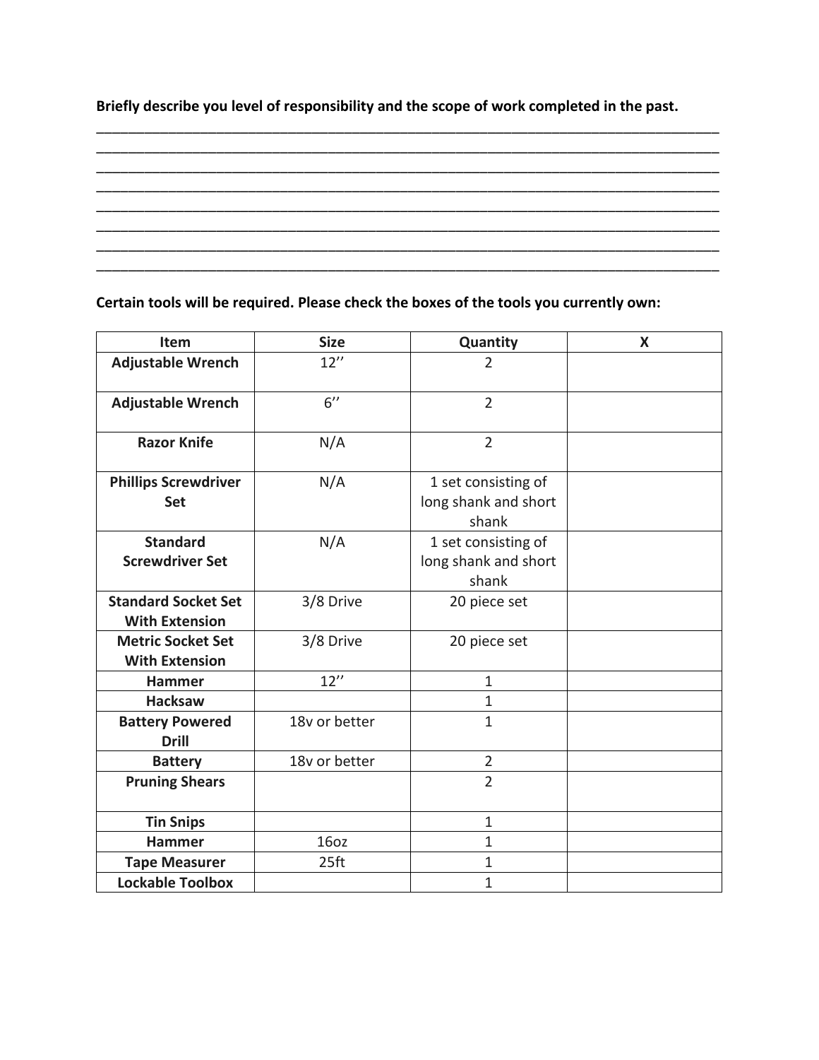**Briefly describe you level of responsibility and the scope of work completed in the past.**

\_\_\_\_\_\_\_\_\_\_\_\_\_\_\_\_\_\_\_\_\_\_\_\_\_\_\_\_\_\_\_\_\_\_\_\_\_\_\_\_\_\_\_\_\_\_\_\_\_\_\_\_\_\_\_\_\_\_\_\_\_\_\_\_\_\_\_\_\_\_\_\_\_\_\_\_\_\_\_\_\_\_
\_\_\_\_\_\_\_\_\_\_\_\_\_\_\_\_\_\_\_\_\_\_\_\_\_\_\_\_\_\_\_\_\_\_\_\_\_\_\_\_\_\_\_\_\_\_\_\_\_\_\_\_\_\_\_\_\_\_\_\_\_\_\_\_\_\_\_\_\_\_\_\_\_\_\_\_\_\_\_\_\_\_
\_\_\_\_\_\_\_\_\_\_\_\_\_\_\_\_\_\_\_\_\_\_\_\_\_\_\_\_\_\_\_\_\_\_\_\_\_\_\_\_\_\_\_\_\_\_\_\_\_\_\_\_\_\_\_\_\_\_\_\_\_\_\_\_\_\_\_\_\_\_\_\_\_\_\_\_\_\_\_\_\_\_
\_\_\_\_\_\_\_\_\_\_\_\_\_\_\_\_\_\_\_\_\_\_\_\_\_\_\_\_\_\_\_\_\_\_\_\_\_\_\_\_\_\_\_\_\_\_\_\_\_\_\_\_\_\_\_\_\_\_\_\_\_\_\_\_\_\_\_\_\_\_\_\_\_\_\_\_\_\_\_\_\_\_
\_\_\_\_\_\_\_\_\_\_\_\_\_\_\_\_\_\_\_\_\_\_\_\_\_\_\_\_\_\_\_\_\_\_\_\_\_\_\_\_\_\_\_\_\_\_\_\_\_\_\_\_\_\_\_\_\_\_\_\_\_\_\_\_\_\_\_\_\_\_\_\_\_\_\_\_\_\_\_\_\_\_
\_\_\_\_\_\_\_\_\_\_\_\_\_\_\_\_\_\_\_\_\_\_\_\_\_\_\_\_\_\_\_\_\_\_\_\_\_\_\_\_\_\_\_\_\_\_\_\_\_\_\_\_\_\_\_\_\_\_\_\_\_\_\_\_\_\_\_\_\_\_\_\_\_\_\_\_\_\_\_\_\_\_
\_\_\_\_\_\_\_\_\_\_\_\_\_\_\_\_\_\_\_\_\_\_\_\_\_\_\_\_\_\_\_\_\_\_\_\_\_\_\_\_\_\_\_\_\_\_\_\_\_\_\_\_\_\_\_\_\_\_\_\_\_\_\_\_\_\_\_\_\_\_\_\_\_\_\_\_\_\_\_\_\_\_
\_\_\_\_\_\_\_\_\_\_\_\_\_\_\_\_\_\_\_\_\_\_\_\_\_\_\_\_\_\_\_\_\_\_\_\_\_\_\_\_\_\_\_\_\_\_\_\_\_\_\_\_\_\_\_\_\_\_\_\_\_\_\_\_\_\_\_\_\_\_\_\_\_\_\_\_\_\_\_\_\_\_

**Certain tools will be required. Please check the boxes of the tools you currently own:**

| Item | Size | Quantity | X |
|---|---|---|---|
| **Adjustable Wrench** | 12'' | 2 | |
| **Adjustable Wrench** | 6'' | 2 | |
| **Razor Knife** | N/A | 2 | |
| **Phillips Screwdriver Set** | N/A | 1 set consisting of long shank and short shank | |
| **Standard Screwdriver Set** | N/A | 1 set consisting of long shank and short shank | |
| **Standard Socket Set With Extension** | 3/8 Drive | 20 piece set | |
| **Metric Socket Set With Extension** | 3/8 Drive | 20 piece set | |
| **Hammer** | 12'' | 1 | |
| **Hacksaw** | | 1 | |
| **Battery Powered Drill** | 18v or better | 1 | |
| **Battery** | 18v or better | 2 | |
| **Pruning Shears** | | 2 | |
| **Tin Snips** | | 1 | |
| **Hammer** | 16oz | 1 | |
| **Tape Measurer** | 25ft | 1 | |
| **Lockable Toolbox** | | 1 | |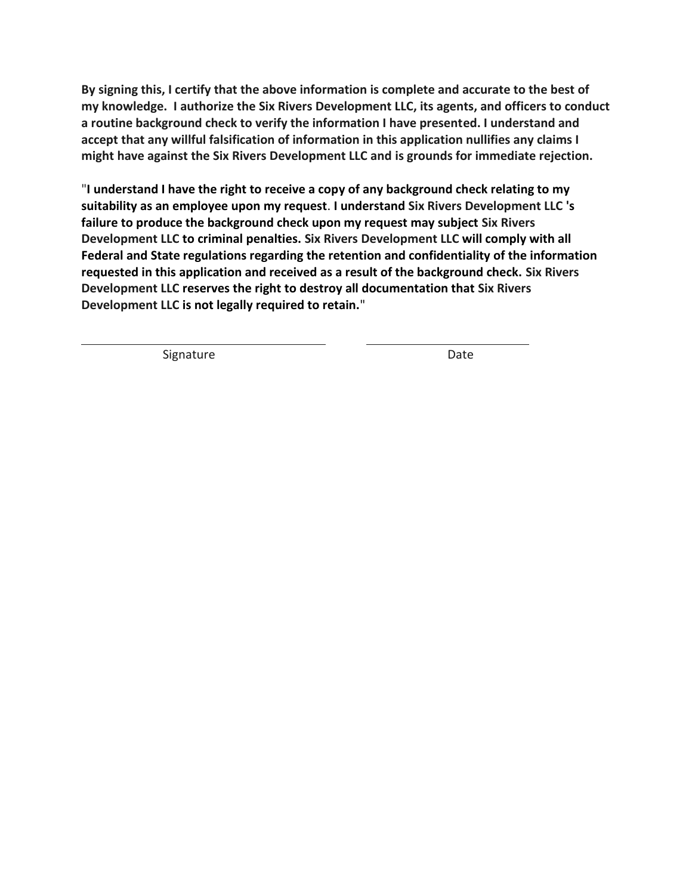**By signing this, I certify that the above information is complete and accurate to the best of my knowledge. I authorize the Six Rivers Development LLC, its agents, and officers to conduct a routine background check to verify the information I have presented. I understand and accept that any willful falsification of information in this application nullifies any claims I might have against the Six Rivers Development LLC and is grounds for immediate rejection.**

"**I understand I have the right to receive a copy of any background check relating to my suitability as an employee upon my request**. **I understand Six Rivers Development LLC 's failure to produce the background check upon my request may subject Six Rivers Development LLC to criminal penalties. Six Rivers Development LLC will comply with all Federal and State regulations regarding the retention and confidentiality of the information requested in this application and received as a result of the background check. Six Rivers Development LLC reserves the right to destroy all documentation that Six Rivers Development LLC is not legally required to retain.**"

\_\_\_\_\_\_\_\_\_\_\_\_\_\_\_\_\_\_\_\_\_\_\_\_\_\_\_\_\_\_\_\_\_\_\_\_ \_\_\_\_\_\_\_\_\_\_\_\_\_\_\_\_\_\_\_\_\_\_\_\_

Signature Date